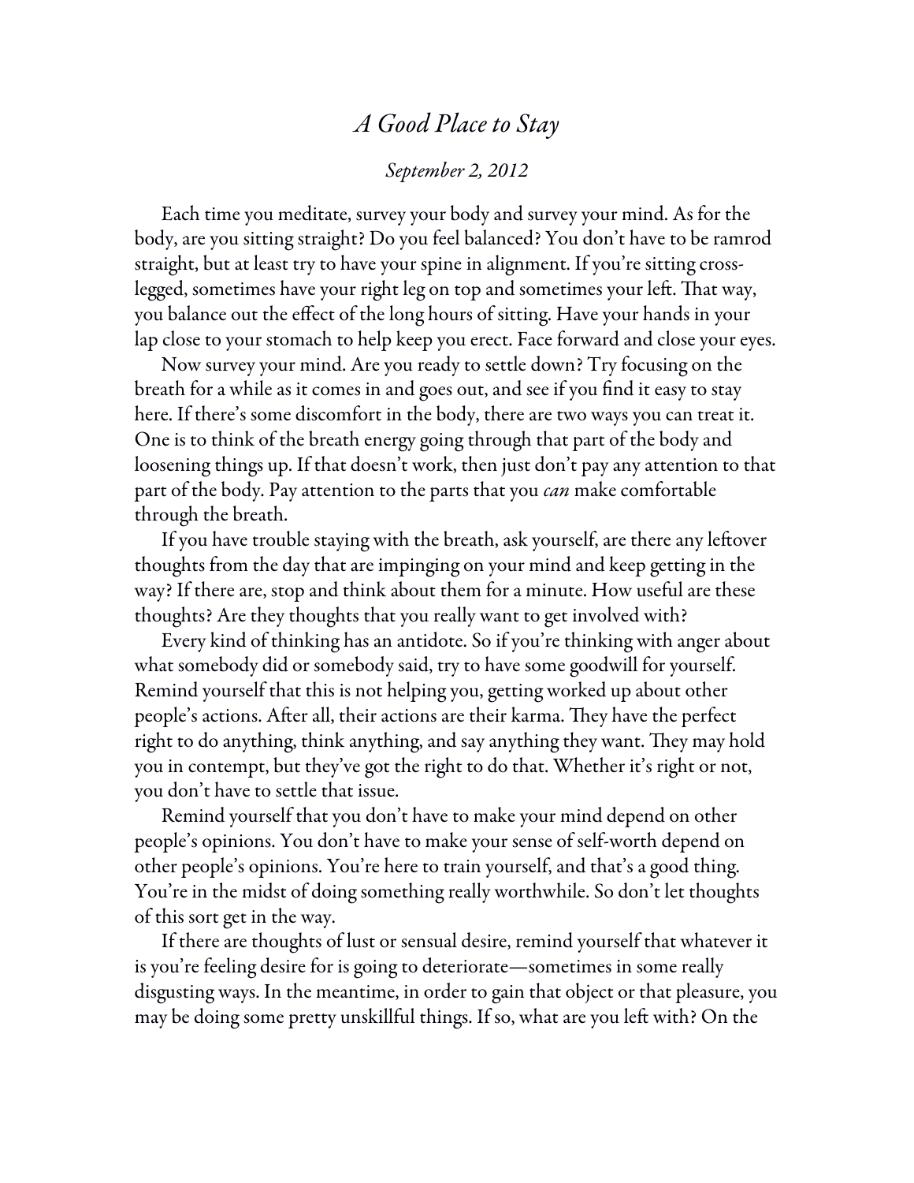# *A Good Place to Stay*

*September 2, 2012*

Each time you meditate, survey your body and survey your mind. As for the body, are you sitting straight? Do you feel balanced? You don't have to be ramrod straight, but at least try to have your spine in alignment. If you're sitting cross-legged, sometimes have your right leg on top and sometimes your left. That way, you balance out the effect of the long hours of sitting. Have your hands in your lap close to your stomach to help keep you erect. Face forward and close your eyes.

Now survey your mind. Are you ready to settle down? Try focusing on the breath for a while as it comes in and goes out, and see if you find it easy to stay here. If there's some discomfort in the body, there are two ways you can treat it. One is to think of the breath energy going through that part of the body and loosening things up. If that doesn't work, then just don't pay any attention to that part of the body. Pay attention to the parts that you *can* make comfortable through the breath.

If you have trouble staying with the breath, ask yourself, are there any leftover thoughts from the day that are impinging on your mind and keep getting in the way? If there are, stop and think about them for a minute. How useful are these thoughts? Are they thoughts that you really want to get involved with?

Every kind of thinking has an antidote. So if you're thinking with anger about what somebody did or somebody said, try to have some goodwill for yourself. Remind yourself that this is not helping you, getting worked up about other people's actions. After all, their actions are their karma. They have the perfect right to do anything, think anything, and say anything they want. They may hold you in contempt, but they've got the right to do that. Whether it's right or not, you don't have to settle that issue.

Remind yourself that you don't have to make your mind depend on other people's opinions. You don't have to make your sense of self-worth depend on other people's opinions. You're here to train yourself, and that's a good thing. You're in the midst of doing something really worthwhile. So don't let thoughts of this sort get in the way.

If there are thoughts of lust or sensual desire, remind yourself that whatever it is you're feeling desire for is going to deteriorate—sometimes in some really disgusting ways. In the meantime, in order to gain that object or that pleasure, you may be doing some pretty unskillful things. If so, what are you left with? On the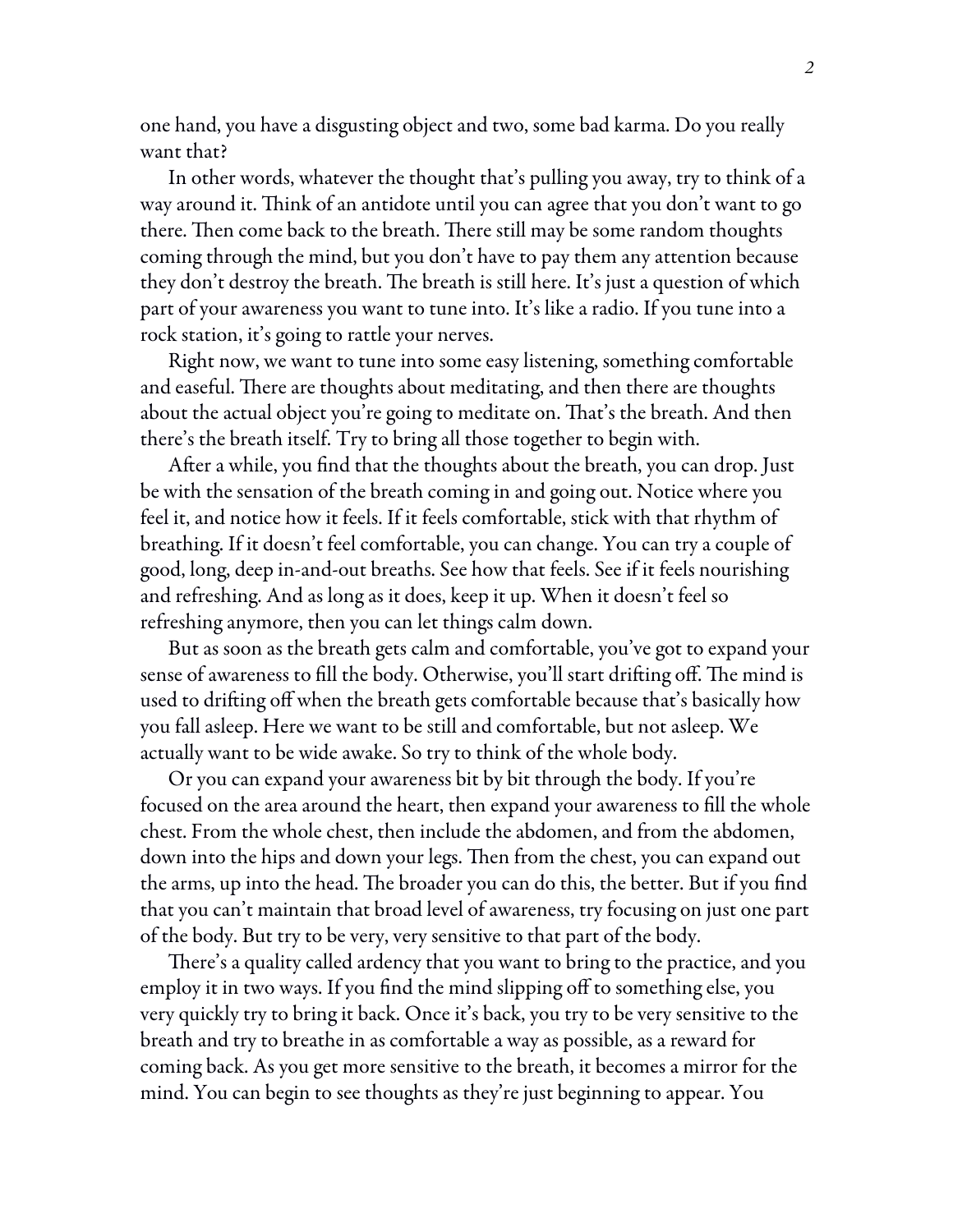one hand, you have a disgusting object and two, some bad karma. Do you really want that?

In other words, whatever the thought that's pulling you away, try to think of a way around it. Think of an antidote until you can agree that you don't want to go there. Then come back to the breath. There still may be some random thoughts coming through the mind, but you don't have to pay them any attention because they don't destroy the breath. The breath is still here. It's just a question of which part of your awareness you want to tune into. It's like a radio. If you tune into a rock station, it's going to rattle your nerves.

Right now, we want to tune into some easy listening, something comfortable and easeful. There are thoughts about meditating, and then there are thoughts about the actual object you're going to meditate on. That's the breath. And then there's the breath itself. Try to bring all those together to begin with.

After a while, you find that the thoughts about the breath, you can drop. Just be with the sensation of the breath coming in and going out. Notice where you feel it, and notice how it feels. If it feels comfortable, stick with that rhythm of breathing. If it doesn't feel comfortable, you can change. You can try a couple of good, long, deep in-and-out breaths. See how that feels. See if it feels nourishing and refreshing. And as long as it does, keep it up. When it doesn't feel so refreshing anymore, then you can let things calm down.

But as soon as the breath gets calm and comfortable, you've got to expand your sense of awareness to fill the body. Otherwise, you'll start drifting off. The mind is used to drifting off when the breath gets comfortable because that's basically how you fall asleep. Here we want to be still and comfortable, but not asleep. We actually want to be wide awake. So try to think of the whole body.

Or you can expand your awareness bit by bit through the body. If you're focused on the area around the heart, then expand your awareness to fill the whole chest. From the whole chest, then include the abdomen, and from the abdomen, down into the hips and down your legs. Then from the chest, you can expand out the arms, up into the head. The broader you can do this, the better. But if you find that you can't maintain that broad level of awareness, try focusing on just one part of the body. But try to be very, very sensitive to that part of the body.

There's a quality called ardency that you want to bring to the practice, and you employ it in two ways. If you find the mind slipping off to something else, you very quickly try to bring it back. Once it's back, you try to be very sensitive to the breath and try to breathe in as comfortable a way as possible, as a reward for coming back. As you get more sensitive to the breath, it becomes a mirror for the mind. You can begin to see thoughts as they're just beginning to appear. You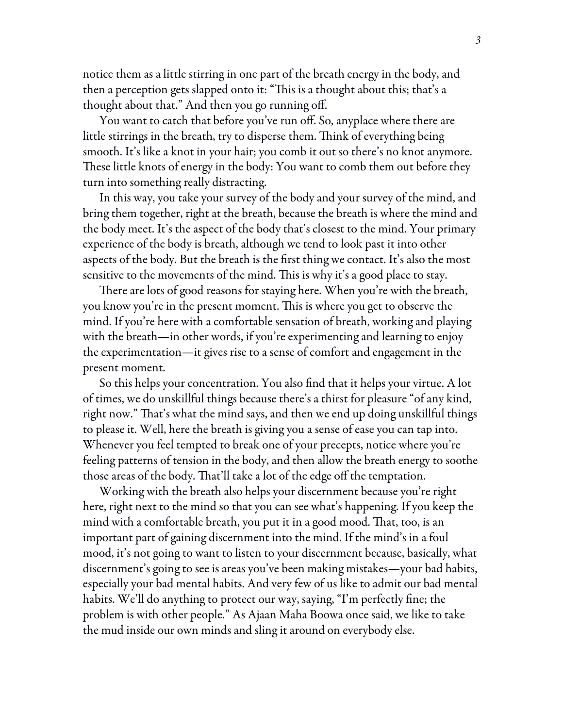notice them as a little stirring in one part of the breath energy in the body, and then a perception gets slapped onto it: "This is a thought about this; that's a thought about that." And then you go running off.

You want to catch that before you've run off. So, anyplace where there are little stirrings in the breath, try to disperse them. Think of everything being smooth. It's like a knot in your hair; you comb it out so there's no knot anymore. These little knots of energy in the body: You want to comb them out before they turn into something really distracting.

In this way, you take your survey of the body and your survey of the mind, and bring them together, right at the breath, because the breath is where the mind and the body meet. It's the aspect of the body that's closest to the mind. Your primary experience of the body is breath, although we tend to look past it into other aspects of the body. But the breath is the first thing we contact. It's also the most sensitive to the movements of the mind. This is why it's a good place to stay.

There are lots of good reasons for staying here. When you're with the breath, you know you're in the present moment. This is where you get to observe the mind. If you're here with a comfortable sensation of breath, working and playing with the breath—in other words, if you're experimenting and learning to enjoy the experimentation—it gives rise to a sense of comfort and engagement in the present moment.

So this helps your concentration. You also find that it helps your virtue. A lot of times, we do unskillful things because there's a thirst for pleasure "of any kind, right now." That's what the mind says, and then we end up doing unskillful things to please it. Well, here the breath is giving you a sense of ease you can tap into. Whenever you feel tempted to break one of your precepts, notice where you're feeling patterns of tension in the body, and then allow the breath energy to soothe those areas of the body. That'll take a lot of the edge off the temptation.

Working with the breath also helps your discernment because you're right here, right next to the mind so that you can see what's happening. If you keep the mind with a comfortable breath, you put it in a good mood. That, too, is an important part of gaining discernment into the mind. If the mind's in a foul mood, it's not going to want to listen to your discernment because, basically, what discernment's going to see is areas you've been making mistakes—your bad habits, especially your bad mental habits. And very few of us like to admit our bad mental habits. We'll do anything to protect our way, saying, "I'm perfectly fine; the problem is with other people." As Ajaan Maha Boowa once said, we like to take the mud inside our own minds and sling it around on everybody else.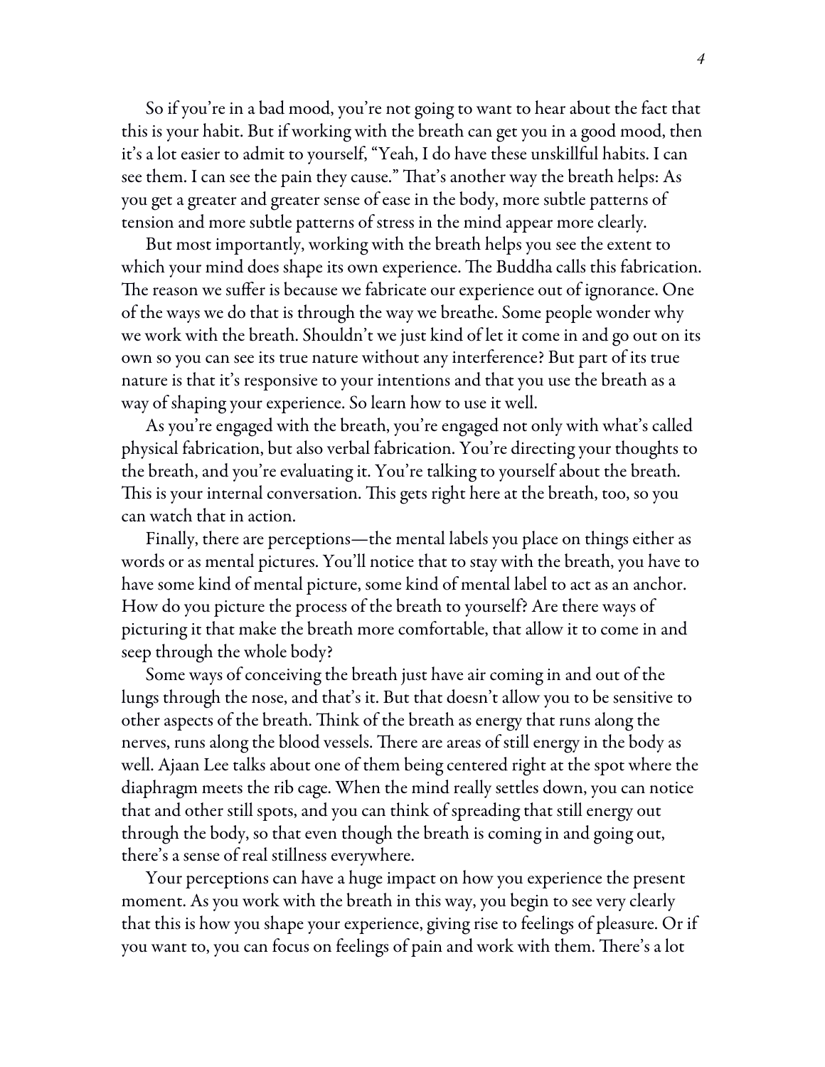So if you're in a bad mood, you're not going to want to hear about the fact that this is your habit. But if working with the breath can get you in a good mood, then it's a lot easier to admit to yourself, "Yeah, I do have these unskillful habits. I can see them. I can see the pain they cause." That's another way the breath helps: As you get a greater and greater sense of ease in the body, more subtle patterns of tension and more subtle patterns of stress in the mind appear more clearly.

But most importantly, working with the breath helps you see the extent to which your mind does shape its own experience. The Buddha calls this fabrication. The reason we suffer is because we fabricate our experience out of ignorance. One of the ways we do that is through the way we breathe. Some people wonder why we work with the breath. Shouldn't we just kind of let it come in and go out on its own so you can see its true nature without any interference? But part of its true nature is that it's responsive to your intentions and that you use the breath as a way of shaping your experience. So learn how to use it well.

As you're engaged with the breath, you're engaged not only with what's called physical fabrication, but also verbal fabrication. You're directing your thoughts to the breath, and you're evaluating it. You're talking to yourself about the breath. This is your internal conversation. This gets right here at the breath, too, so you can watch that in action.

Finally, there are perceptions—the mental labels you place on things either as words or as mental pictures. You'll notice that to stay with the breath, you have to have some kind of mental picture, some kind of mental label to act as an anchor. How do you picture the process of the breath to yourself? Are there ways of picturing it that make the breath more comfortable, that allow it to come in and seep through the whole body?

Some ways of conceiving the breath just have air coming in and out of the lungs through the nose, and that's it. But that doesn't allow you to be sensitive to other aspects of the breath. Think of the breath as energy that runs along the nerves, runs along the blood vessels. There are areas of still energy in the body as well. Ajaan Lee talks about one of them being centered right at the spot where the diaphragm meets the rib cage. When the mind really settles down, you can notice that and other still spots, and you can think of spreading that still energy out through the body, so that even though the breath is coming in and going out, there's a sense of real stillness everywhere.

Your perceptions can have a huge impact on how you experience the present moment. As you work with the breath in this way, you begin to see very clearly that this is how you shape your experience, giving rise to feelings of pleasure. Or if you want to, you can focus on feelings of pain and work with them. There's a lot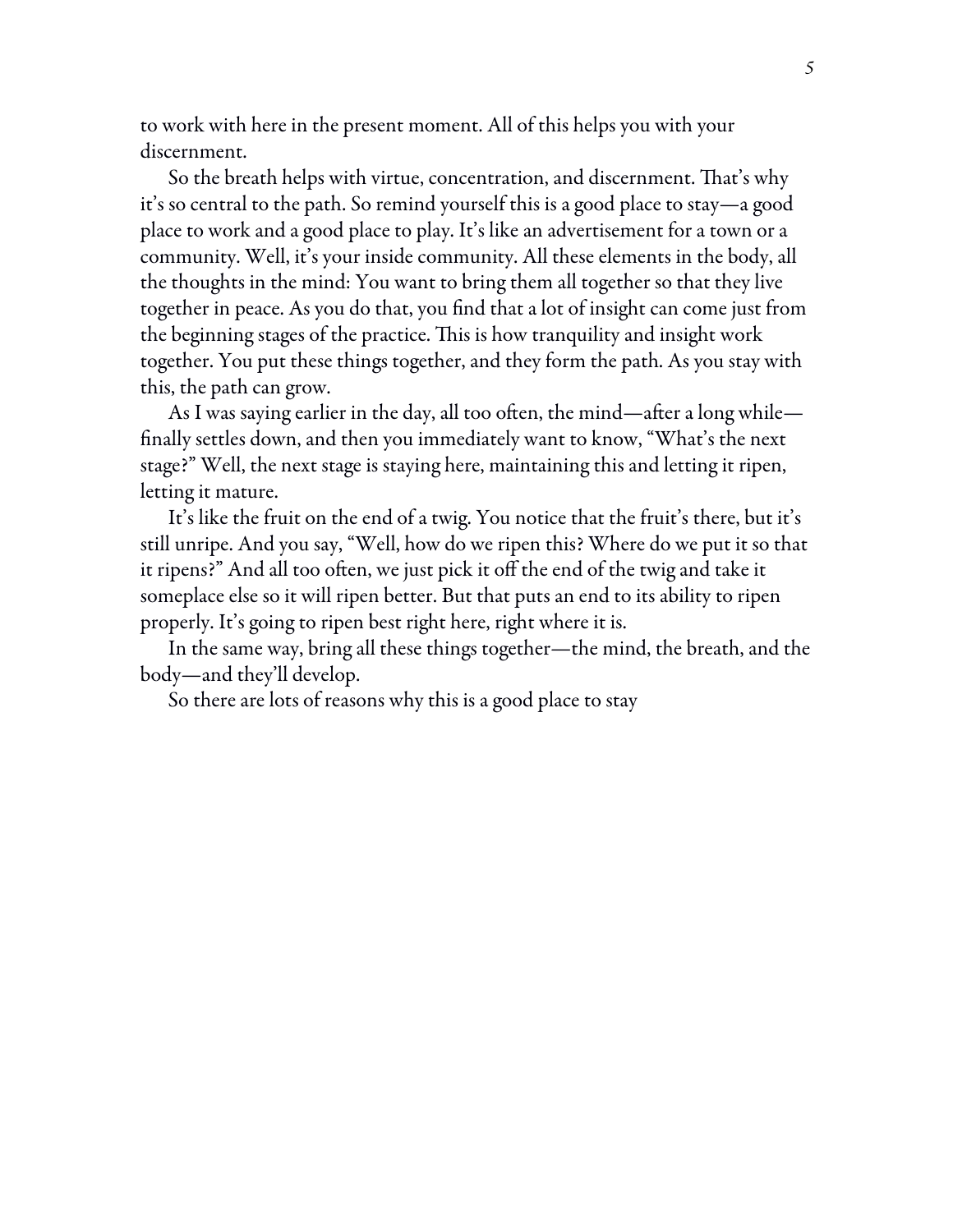to work with here in the present moment. All of this helps you with your discernment.

So the breath helps with virtue, concentration, and discernment. That's why it's so central to the path. So remind yourself this is a good place to stay—a good place to work and a good place to play. It's like an advertisement for a town or a community. Well, it's your inside community. All these elements in the body, all the thoughts in the mind: You want to bring them all together so that they live together in peace. As you do that, you find that a lot of insight can come just from the beginning stages of the practice. This is how tranquility and insight work together. You put these things together, and they form the path. As you stay with this, the path can grow.

As I was saying earlier in the day, all too often, the mind—after a long while—finally settles down, and then you immediately want to know, "What's the next stage?" Well, the next stage is staying here, maintaining this and letting it ripen, letting it mature.

It's like the fruit on the end of a twig. You notice that the fruit's there, but it's still unripe. And you say, "Well, how do we ripen this? Where do we put it so that it ripens?" And all too often, we just pick it off the end of the twig and take it someplace else so it will ripen better. But that puts an end to its ability to ripen properly. It's going to ripen best right here, right where it is.

In the same way, bring all these things together—the mind, the breath, and the body—and they'll develop.

So there are lots of reasons why this is a good place to stay